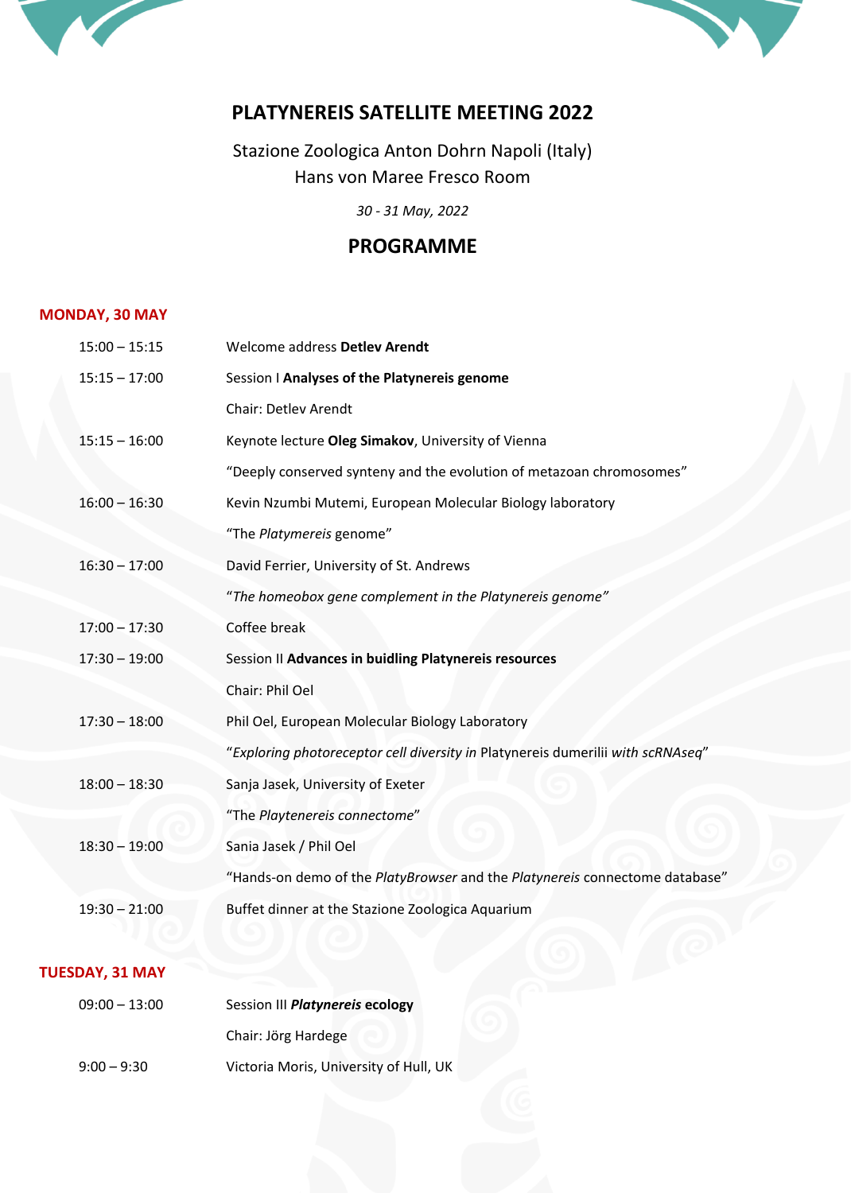# PLATYNEREIS SATELLITE MEETING 2022

Stazione Zoologica Anton Dohrn Napoli (Italy)
Hans von Maree Fresco Room

*30 - 31 May, 2022*

## PROGRAMME

### MONDAY, 30 MAY

| | |
|---|---|
| 15:00 – 15:15 | Welcome address **Detlev Arendt** |
| 15:15 – 17:00 | Session I **Analyses of the Platynereis genome** |
| | Chair: Detlev Arendt |
| 15:15 – 16:00 | Keynote lecture **Oleg Simakov**, University of Vienna |
| | "Deeply conserved synteny and the evolution of metazoan chromosomes" |
| 16:00 – 16:30 | Kevin Nzumbi Mutemi, European Molecular Biology laboratory |
| | "The *Platymereis* genome" |
| 16:30 – 17:00 | David Ferrier, University of St. Andrews |
| | "*The homeobox gene complement in the Platynereis genome"* |
| 17:00 – 17:30 | Coffee break |
| 17:30 – 19:00 | Session II **Advances in buidling Platynereis resources** |
| | Chair: Phil Oel |
| 17:30 – 18:00 | Phil Oel, European Molecular Biology Laboratory |
| | "*Exploring photoreceptor cell diversity in* Platynereis dumerilii *with scRNAseq*" |
| 18:00 – 18:30 | Sanja Jasek, University of Exeter |
| | "The *Playtenereis connectome*" |
| 18:30 – 19:00 | Sania Jasek / Phil Oel |
| | "Hands-on demo of the *PlatyBrowser* and the *Platynereis* connectome database" |
| 19:30 – 21:00 | Buffet dinner at the Stazione Zoologica Aquarium |

### TUESDAY, 31 MAY

| | |
|---|---|
| 09:00 – 13:00 | Session III ***Platynereis* ecology** |
| | Chair: Jörg Hardege |
| 9:00 – 9:30 | Victoria Moris, University of Hull, UK |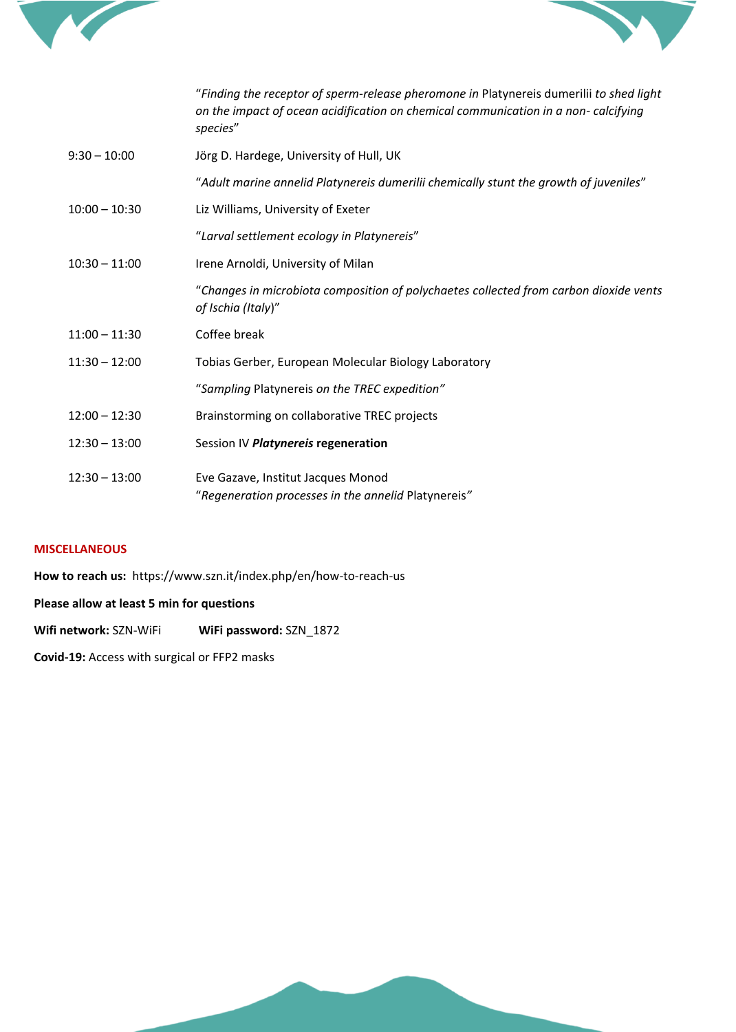| | |
|---|---|
| | "*Finding the receptor of sperm-release pheromone in* Platynereis dumerilii *to shed light on the impact of ocean acidification on chemical communication in a non- calcifying species*" |
| 9:30 – 10:00 | Jörg D. Hardege, University of Hull, UK |
| | "*Adult marine annelid Platynereis dumerilii chemically stunt the growth of juveniles*" |
| 10:00 – 10:30 | Liz Williams, University of Exeter |
| | "*Larval settlement ecology in Platynereis*" |
| 10:30 – 11:00 | Irene Arnoldi, University of Milan |
| | "*Changes in microbiota composition of polychaetes collected from carbon dioxide vents of Ischia (Italy)*" |
| 11:00 – 11:30 | Coffee break |
| 11:30 – 12:00 | Tobias Gerber, European Molecular Biology Laboratory |
| | "*Sampling* Platynereis *on the TREC expedition"* |
| 12:00 – 12:30 | Brainstorming on collaborative TREC projects |
| 12:30 – 13:00 | Session IV ***Platynereis* regeneration** |
| 12:30 – 13:00 | Eve Gazave, Institut Jacques Monod<br>"*Regeneration processes in the annelid* Platynereis*"* |

## MISCELLANEOUS

**How to reach us:** https://www.szn.it/index.php/en/how-to-reach-us

**Please allow at least 5 min for questions**

**Wifi network:** SZN-WiFi **WiFi password:** SZN_1872

**Covid-19:** Access with surgical or FFP2 masks